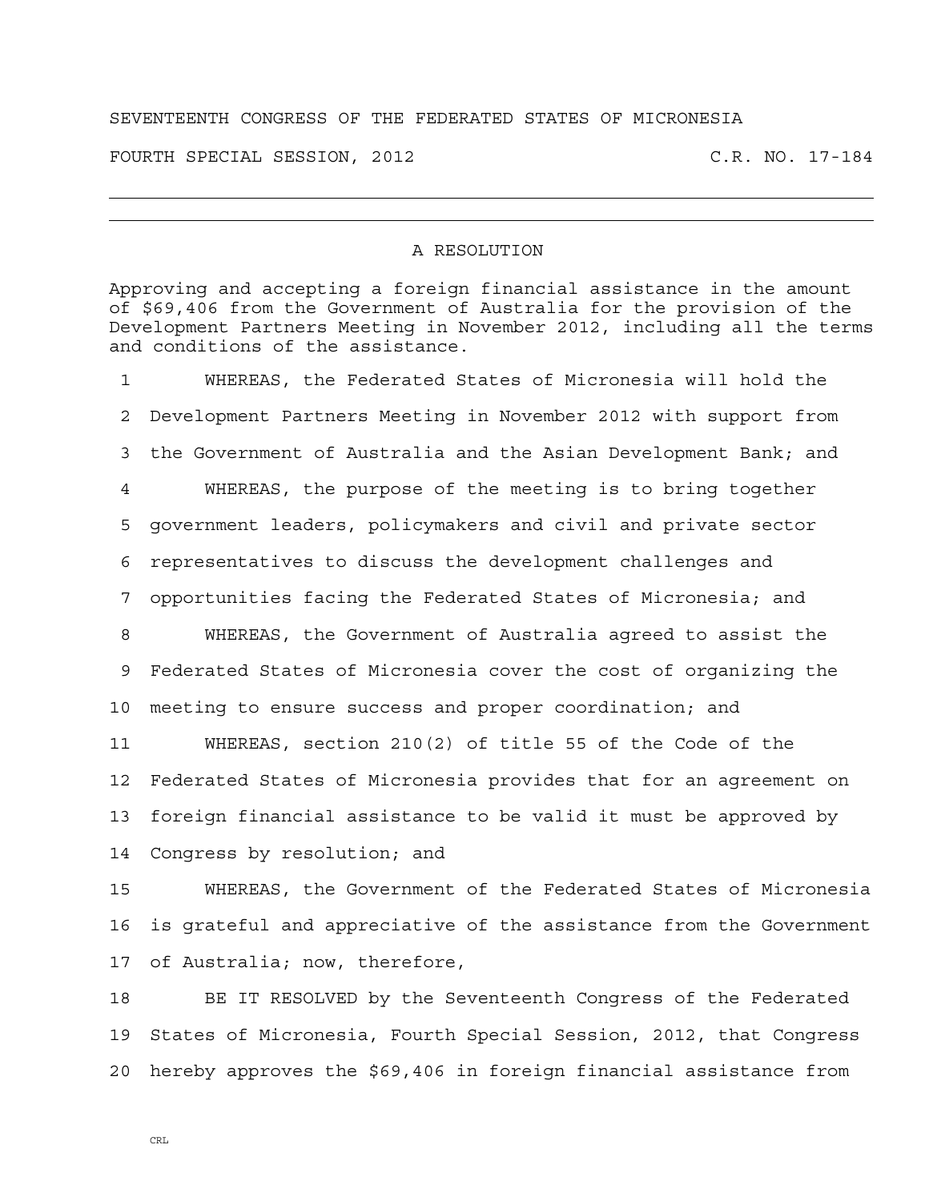SEVENTEENTH CONGRESS OF THE FEDERATED STATES OF MICRONESIA

FOURTH SPECIAL SESSION, 2012 C.R. NO. 17-184

---

# A RESOLUTION

Approving and accepting a foreign financial assistance in the amount of $69,406 from the Government of Australia for the provision of the Development Partners Meeting in November 2012, including all the terms and conditions of the assistance.

1 WHEREAS, the Federated States of Micronesia will hold the
2 Development Partners Meeting in November 2012 with support from
3 the Government of Australia and the Asian Development Bank; and
4 WHEREAS, the purpose of the meeting is to bring together
5 government leaders, policymakers and civil and private sector
6 representatives to discuss the development challenges and
7 opportunities facing the Federated States of Micronesia; and
8 WHEREAS, the Government of Australia agreed to assist the
9 Federated States of Micronesia cover the cost of organizing the
10 meeting to ensure success and proper coordination; and
11 WHEREAS, section 210(2) of title 55 of the Code of the
12 Federated States of Micronesia provides that for an agreement on
13 foreign financial assistance to be valid it must be approved by
14 Congress by resolution; and
15 WHEREAS, the Government of the Federated States of Micronesia
16 is grateful and appreciative of the assistance from the Government
17 of Australia; now, therefore,
18 BE IT RESOLVED by the Seventeenth Congress of the Federated
19 States of Micronesia, Fourth Special Session, 2012, that Congress
20 hereby approves the $69,406 in foreign financial assistance from

CRL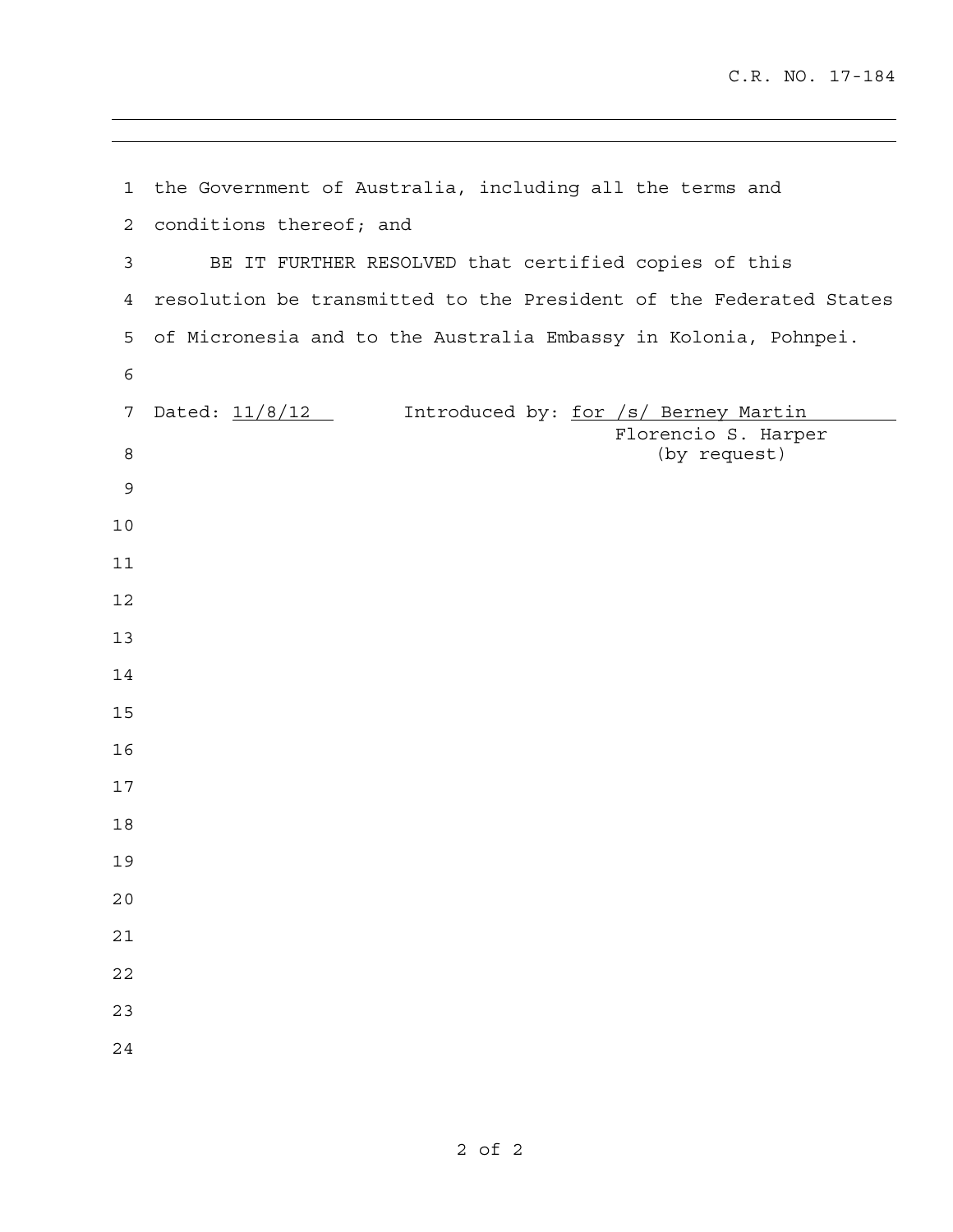the Government of Australia, including all the terms and conditions thereof; and

BE IT FURTHER RESOLVED that certified copies of this resolution be transmitted to the President of the Federated States of Micronesia and to the Australia Embassy in Kolonia, Pohnpei.

Dated: 11/8/12 Introduced by: for /s/ Berney Martin

Florencio S. Harper
(by request)